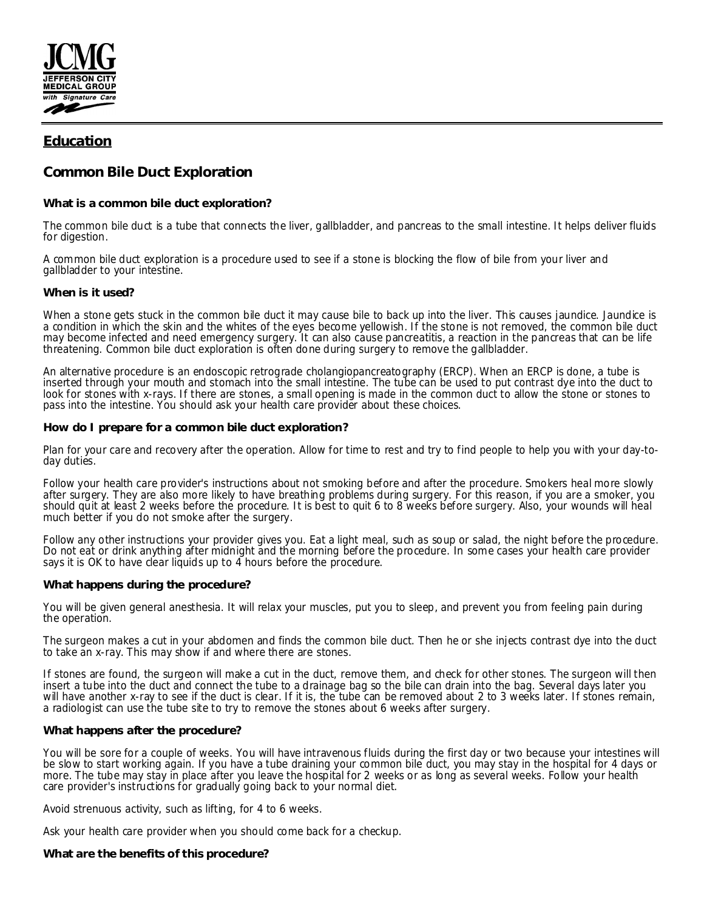JCMG
JEFFERSON CITY MEDICAL GROUP
with Signature Care

## Education

# Common Bile Duct Exploration

### What is a common bile duct exploration?

The common bile duct is a tube that connects the liver, gallbladder, and pancreas to the small intestine. It helps deliver fluids for digestion.

A common bile duct exploration is a procedure used to see if a stone is blocking the flow of bile from your liver and gallbladder to your intestine.

### When is it used?

When a stone gets stuck in the common bile duct it may cause bile to back up into the liver. This causes jaundice. Jaundice is a condition in which the skin and the whites of the eyes become yellowish. If the stone is not removed, the common bile duct may become infected and need emergency surgery. It can also cause pancreatitis, a reaction in the pancreas that can be life threatening. Common bile duct exploration is often done during surgery to remove the gallbladder.

An alternative procedure is an endoscopic retrograde cholangiopancreatography (ERCP). When an ERCP is done, a tube is inserted through your mouth and stomach into the small intestine. The tube can be used to put contrast dye into the duct to look for stones with x-rays. If there are stones, a small opening is made in the common duct to allow the stone or stones to pass into the intestine. You should ask your health care provider about these choices.

### How do I prepare for a common bile duct exploration?

Plan for your care and recovery after the operation. Allow for time to rest and try to find people to help you with your day-to-day duties.

Follow your health care provider's instructions about not smoking before and after the procedure. Smokers heal more slowly after surgery. They are also more likely to have breathing problems during surgery. For this reason, if you are a smoker, you should quit at least 2 weeks before the procedure. It is best to quit 6 to 8 weeks before surgery. Also, your wounds will heal much better if you do not smoke after the surgery.

Follow any other instructions your provider gives you. Eat a light meal, such as soup or salad, the night before the procedure. Do not eat or drink anything after midnight and the morning before the procedure. In some cases your health care provider says it is OK to have clear liquids up to 4 hours before the procedure.

### What happens during the procedure?

You will be given general anesthesia. It will relax your muscles, put you to sleep, and prevent you from feeling pain during the operation.

The surgeon makes a cut in your abdomen and finds the common bile duct. Then he or she injects contrast dye into the duct to take an x-ray. This may show if and where there are stones.

If stones are found, the surgeon will make a cut in the duct, remove them, and check for other stones. The surgeon will then insert a tube into the duct and connect the tube to a drainage bag so the bile can drain into the bag. Several days later you will have another x-ray to see if the duct is clear. If it is, the tube can be removed about 2 to 3 weeks later. If stones remain, a radiologist can use the tube site to try to remove the stones about 6 weeks after surgery.

### What happens after the procedure?

You will be sore for a couple of weeks. You will have intravenous fluids during the first day or two because your intestines will be slow to start working again. If you have a tube draining your common bile duct, you may stay in the hospital for 4 days or more. The tube may stay in place after you leave the hospital for 2 weeks or as long as several weeks. Follow your health care provider's instructions for gradually going back to your normal diet.

Avoid strenuous activity, such as lifting, for 4 to 6 weeks.

Ask your health care provider when you should come back for a checkup.

### What are the benefits of this procedure?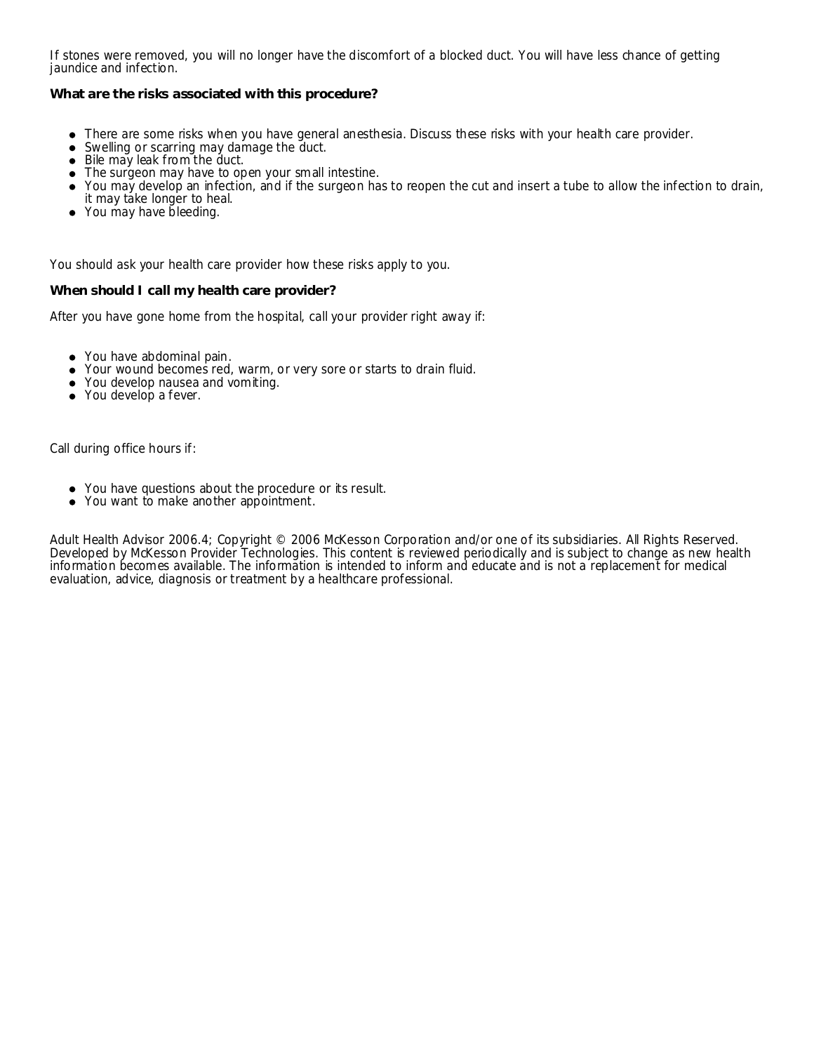If stones were removed, you will no longer have the discomfort of a blocked duct. You will have less chance of getting jaundice and infection.

### What are the risks associated with this procedure?

- There are some risks when you have general anesthesia. Discuss these risks with your health care provider.
- Swelling or scarring may damage the duct.
- Bile may leak from the duct.
- The surgeon may have to open your small intestine.
- You may develop an infection, and if the surgeon has to reopen the cut and insert a tube to allow the infection to drain, it may take longer to heal.
- You may have bleeding.

You should ask your health care provider how these risks apply to you.

### When should I call my health care provider?

After you have gone home from the hospital, call your provider right away if:

- You have abdominal pain.
- Your wound becomes red, warm, or very sore or starts to drain fluid.
- You develop nausea and vomiting.
- You develop a fever.

Call during office hours if:

- You have questions about the procedure or its result.
- You want to make another appointment.

Adult Health Advisor 2006.4; Copyright © 2006 McKesson Corporation and/or one of its subsidiaries. All Rights Reserved. Developed by McKesson Provider Technologies. This content is reviewed periodically and is subject to change as new health information becomes available. The information is intended to inform and educate and is not a replacement for medical evaluation, advice, diagnosis or treatment by a healthcare professional.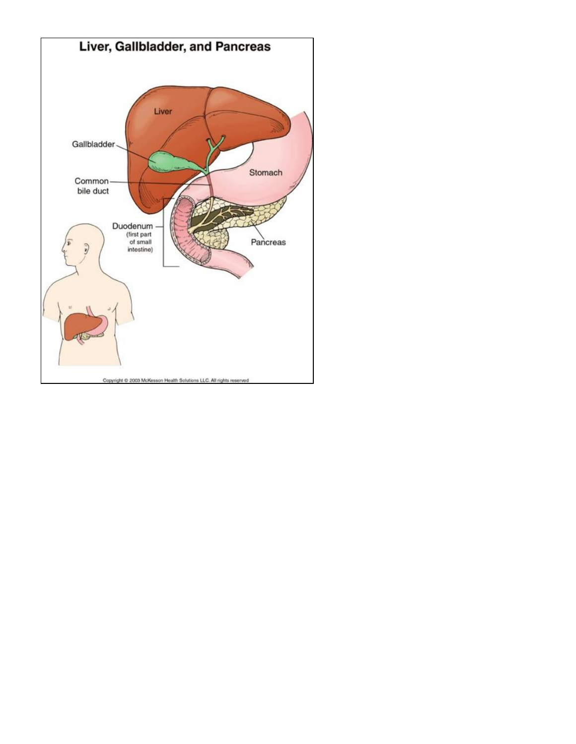Liver, Gallbladder, and Pancreas

Liver

Gallbladder

Common bile duct

Stomach

Duodenum (first part of small intestine)

Pancreas

Copyright © 2003 McKesson Health Solutions LLC. All rights reserved